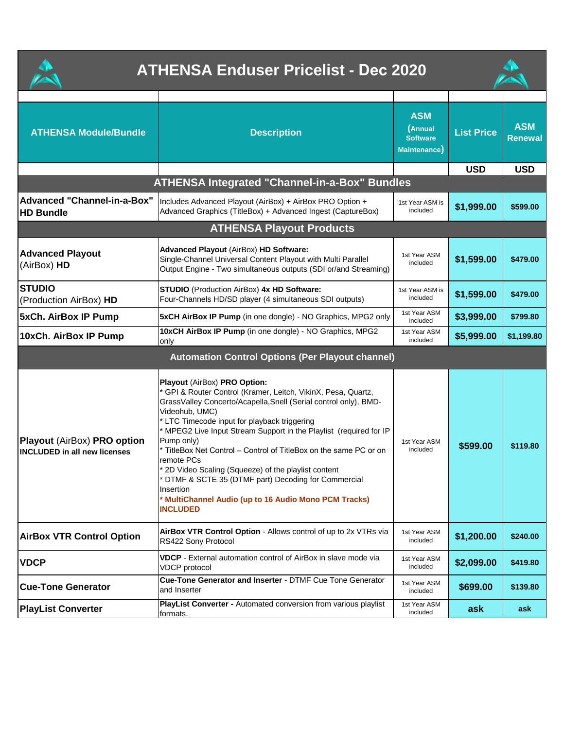# ATHENSA Enduser Pricelist - Dec 2020

| ATHENSA Module/Bundle | Description | ASM (Annual Software Maintenance) | List Price | ASM Renewal |
|---|---|---|---|---|
| | | | USD | USD |
| **ATHENSA Integrated "Channel-in-a-Box" Bundles** | | | | |
| **Advanced "Channel-in-a-Box" HD Bundle** | Includes Advanced Playout (AirBox) + AirBox PRO Option + Advanced Graphics (TitleBox) + Advanced Ingest (CaptureBox) | 1st Year ASM is included | $1,999.00 | $599.00 |
| **ATHENSA Playout Products** | | | | |
| **Advanced Playout** (AirBox) **HD** | **Advanced Playout** (AirBox) **HD Software:** Single-Channel Universal Content Playout with Multi Parallel Output Engine - Two simultaneous outputs (SDI or/and Streaming) | 1st Year ASM included | $1,599.00 | $479.00 |
| **STUDIO** (Production AirBox) **HD** | **STUDIO** (Production AirBox) **4x HD Software:** Four-Channels HD/SD player (4 simultaneous SDI outputs) | 1st Year ASM is included | $1,599.00 | $479.00 |
| **5xCh. AirBox IP Pump** | **5xCH AirBox IP Pump** (in one dongle) - NO Graphics, MPG2 only | 1st Year ASM included | $3,999.00 | $799.80 |
| **10xCh. AirBox IP Pump** | **10xCH AirBox IP Pump** (in one dongle) - NO Graphics, MPG2 only | 1st Year ASM included | $5,999.00 | $1,199.80 |
| **Automation Control Options (Per Playout channel)** | | | | |
| **Playout** (AirBox) **PRO option** **INCLUDED in all new licenses** | **Playout** (AirBox) **PRO Option:** * GPI & Router Control (Kramer, Leitch, VikinX, Pesa, Quartz, GrassValley Concerto/Acapella,Snell (Serial control only), BMD-Videohub, UMC) * LTC Timecode input for playback triggering * MPEG2 Live Input Stream Support in the Playlist (required for IP Pump only) * TitleBox Net Control – Control of TitleBox on the same PC or on remote PCs * 2D Video Scaling (Squeeze) of the playlist content * DTMF & SCTE 35 (DTMF part) Decoding for Commercial Insertion **\* MultiChannel Audio (up to 16 Audio Mono PCM Tracks) INCLUDED** | 1st Year ASM included | $599.00 | $119.80 |
| **AirBox VTR Control Option** | **AirBox VTR Control Option** - Allows control of up to 2x VTRs via RS422 Sony Protocol | 1st Year ASM included | $1,200.00 | $240.00 |
| **VDCP** | **VDCP** - External automation control of AirBox in slave mode via VDCP protocol | 1st Year ASM included | $2,099.00 | $419.80 |
| **Cue-Tone Generator** | **Cue-Tone Generator and Inserter** - DTMF Cue Tone Generator and Inserter | 1st Year ASM included | $699.00 | $139.80 |
| **PlayList Converter** | **PlayList Converter -** Automated conversion from various playlist formats. | 1st Year ASM included | ask | ask |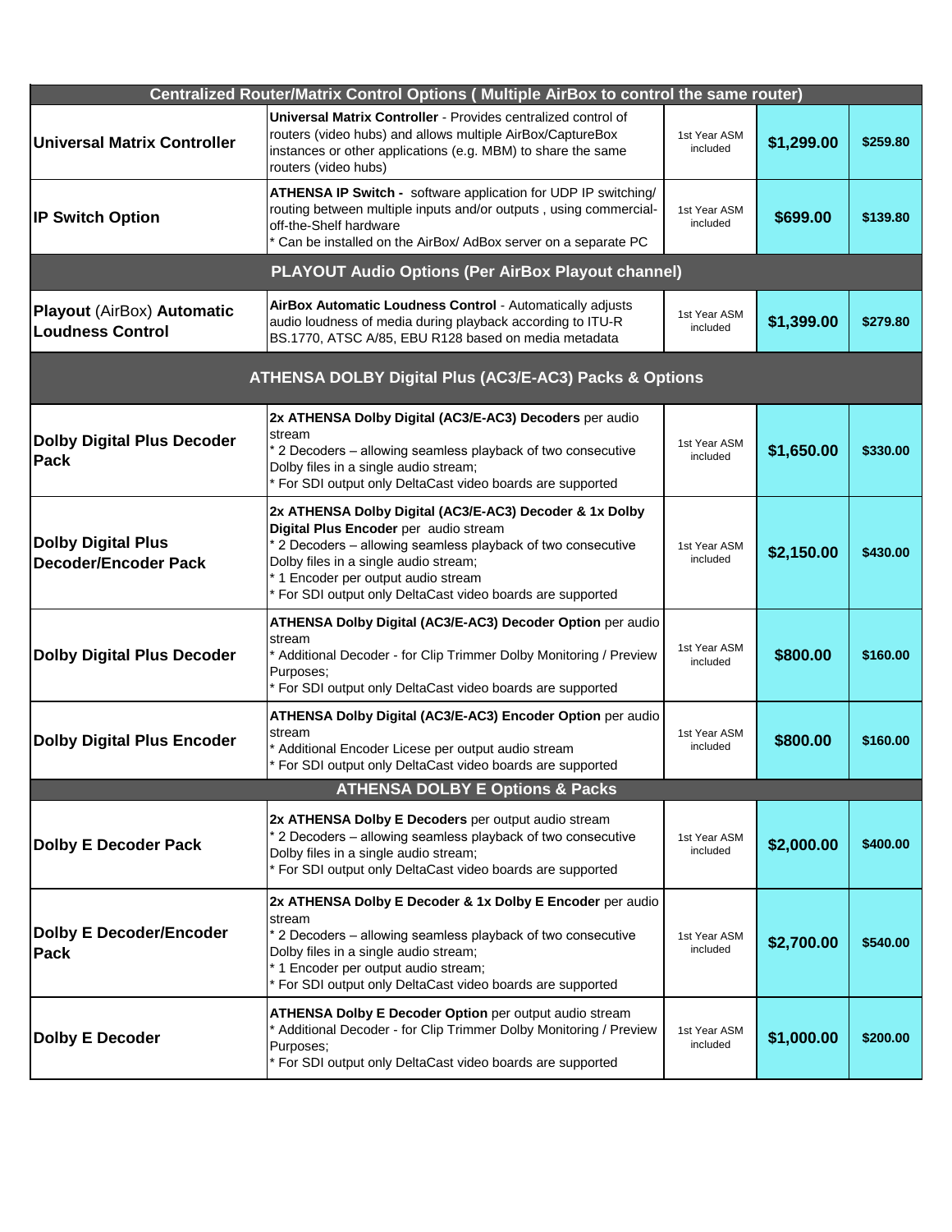| Centralized Router/Matrix Control Options ( Multiple AirBox to control the same router) | | | | |
|---|---|---|---|---|
| **Universal Matrix Controller** | **Universal Matrix Controller** - Provides centralized control of routers (video hubs) and allows multiple AirBox/CaptureBox instances or other applications (e.g. MBM) to share the same routers (video hubs) | 1st Year ASM included | **$1,299.00** | **$259.80** |
| **IP Switch Option** | **ATHENSA IP Switch -** software application for UDP IP switching/ routing between multiple inputs and/or outputs , using commercial-off-the-Shelf hardware<br>* Can be installed on the AirBox/ AdBox server on a separate PC | 1st Year ASM included | **$699.00** | **$139.80** |
| **PLAYOUT Audio Options (Per AirBox Playout channel)** | | | | |
| **Playout** (AirBox) **Automatic Loudness Control** | **AirBox Automatic Loudness Control** - Automatically adjusts audio loudness of media during playback according to ITU-R BS.1770, ATSC A/85, EBU R128 based on media metadata | 1st Year ASM included | **$1,399.00** | **$279.80** |
| **ATHENSA DOLBY Digital Plus (AC3/E-AC3) Packs & Options** | | | | |
| **Dolby Digital Plus Decoder Pack** | **2x ATHENSA Dolby Digital (AC3/E-AC3) Decoders** per audio stream<br>* 2 Decoders – allowing seamless playback of two consecutive Dolby files in a single audio stream;<br>* For SDI output only DeltaCast video boards are supported | 1st Year ASM included | **$1,650.00** | **$330.00** |
| **Dolby Digital Plus Decoder/Encoder Pack** | **2x ATHENSA Dolby Digital (AC3/E-AC3) Decoder & 1x Dolby Digital Plus Encoder** per audio stream<br>* 2 Decoders – allowing seamless playback of two consecutive Dolby files in a single audio stream;<br>* 1 Encoder per output audio stream<br>* For SDI output only DeltaCast video boards are supported | 1st Year ASM included | **$2,150.00** | **$430.00** |
| **Dolby Digital Plus Decoder** | **ATHENSA Dolby Digital (AC3/E-AC3) Decoder Option** per audio stream<br>* Additional Decoder - for Clip Trimmer Dolby Monitoring / Preview Purposes;<br>* For SDI output only DeltaCast video boards are supported | 1st Year ASM included | **$800.00** | **$160.00** |
| **Dolby Digital Plus Encoder** | **ATHENSA Dolby Digital (AC3/E-AC3) Encoder Option** per audio stream<br>* Additional Encoder Licese per output audio stream<br>* For SDI output only DeltaCast video boards are supported | 1st Year ASM included | **$800.00** | **$160.00** |
| **ATHENSA DOLBY E Options & Packs** | | | | |
| **Dolby E Decoder Pack** | **2x ATHENSA Dolby E Decoders** per output audio stream<br>* 2 Decoders – allowing seamless playback of two consecutive Dolby files in a single audio stream;<br>* For SDI output only DeltaCast video boards are supported | 1st Year ASM included | **$2,000.00** | **$400.00** |
| **Dolby E Decoder/Encoder Pack** | **2x ATHENSA Dolby E Decoder & 1x Dolby E Encoder** per audio stream<br>* 2 Decoders – allowing seamless playback of two consecutive Dolby files in a single audio stream;<br>* 1 Encoder per output audio stream;<br>* For SDI output only DeltaCast video boards are supported | 1st Year ASM included | **$2,700.00** | **$540.00** |
| **Dolby E Decoder** | **ATHENSA Dolby E Decoder Option** per output audio stream<br>* Additional Decoder - for Clip Trimmer Dolby Monitoring / Preview Purposes;<br>* For SDI output only DeltaCast video boards are supported | 1st Year ASM included | **$1,000.00** | **$200.00** |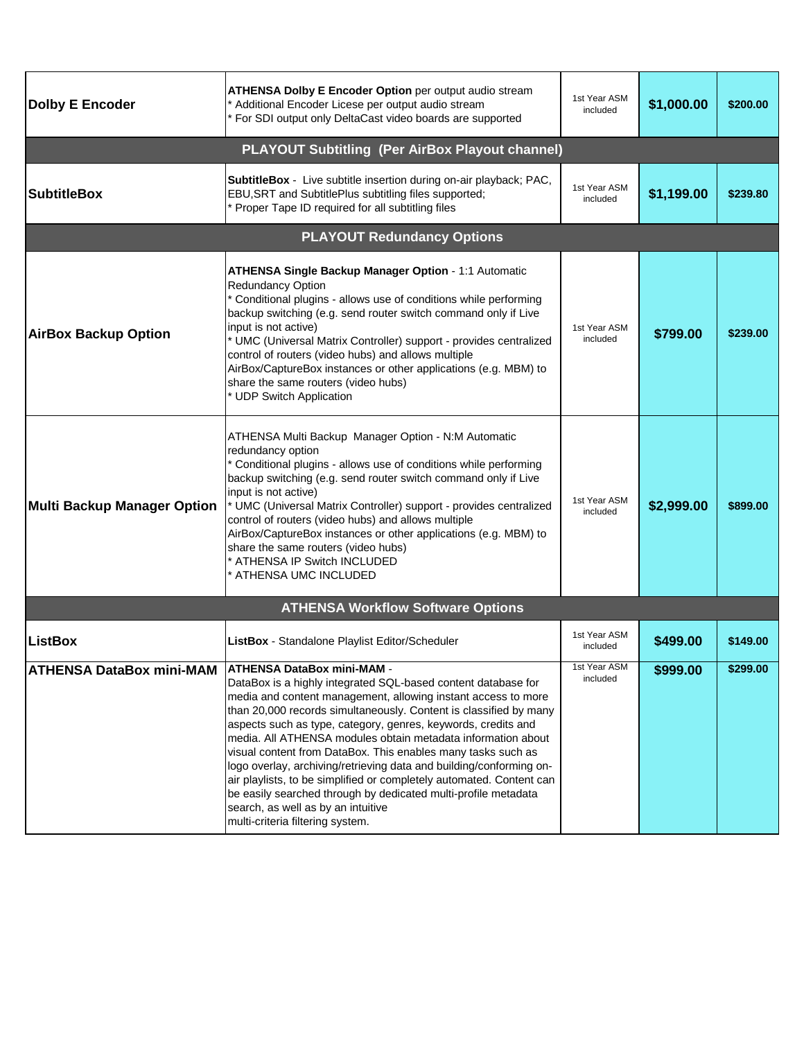| | | | | |
|---|---|---|---|---|
| **Dolby E Encoder** | **ATHENSA Dolby E Encoder Option** per output audio stream<br>* Additional Encoder Licese per output audio stream<br>* For SDI output only DeltaCast video boards are supported | 1st Year ASM included | **$1,000.00** | **$200.00** |
| **PLAYOUT Subtitling (Per AirBox Playout channel)** | | | | |
| **SubtitleBox** | **SubtitleBox** - Live subtitle insertion during on-air playback; PAC, EBU,SRT and SubtitlePlus subtitling files supported;<br>* Proper Tape ID required for all subtitling files | 1st Year ASM included | **$1,199.00** | **$239.80** |
| **PLAYOUT Redundancy Options** | | | | |
| **AirBox Backup Option** | **ATHENSA Single Backup Manager Option** - 1:1 Automatic Redundancy Option<br>* Conditional plugins - allows use of conditions while performing backup switching (e.g. send router switch command only if Live input is not active)<br>* UMC (Universal Matrix Controller) support - provides centralized control of routers (video hubs) and allows multiple AirBox/CaptureBox instances or other applications (e.g. MBM) to share the same routers (video hubs)<br>* UDP Switch Application | 1st Year ASM included | **$799.00** | **$239.00** |
| **Multi Backup Manager Option** | ATHENSA Multi Backup Manager Option - N:M Automatic redundancy option<br>* Conditional plugins - allows use of conditions while performing backup switching (e.g. send router switch command only if Live input is not active)<br>* UMC (Universal Matrix Controller) support - provides centralized control of routers (video hubs) and allows multiple AirBox/CaptureBox instances or other applications (e.g. MBM) to share the same routers (video hubs)<br>* ATHENSA IP Switch INCLUDED<br>* ATHENSA UMC INCLUDED | 1st Year ASM included | **$2,999.00** | **$899.00** |
| **ATHENSA Workflow Software Options** | | | | |
| **ListBox** | **ListBox** - Standalone Playlist Editor/Scheduler | 1st Year ASM included | **$499.00** | **$149.00** |
| **ATHENSA DataBox mini-MAM** | **ATHENSA DataBox mini-MAM** -<br>DataBox is a highly integrated SQL-based content database for media and content management, allowing instant access to more than 20,000 records simultaneously. Content is classified by many aspects such as type, category, genres, keywords, credits and media. All ATHENSA modules obtain metadata information about visual content from DataBox. This enables many tasks such as logo overlay, archiving/retrieving data and building/conforming on-air playlists, to be simplified or completely automated. Content can be easily searched through by dedicated multi-profile metadata search, as well as by an intuitive multi-criteria filtering system. | 1st Year ASM included | **$999.00** | **$299.00** |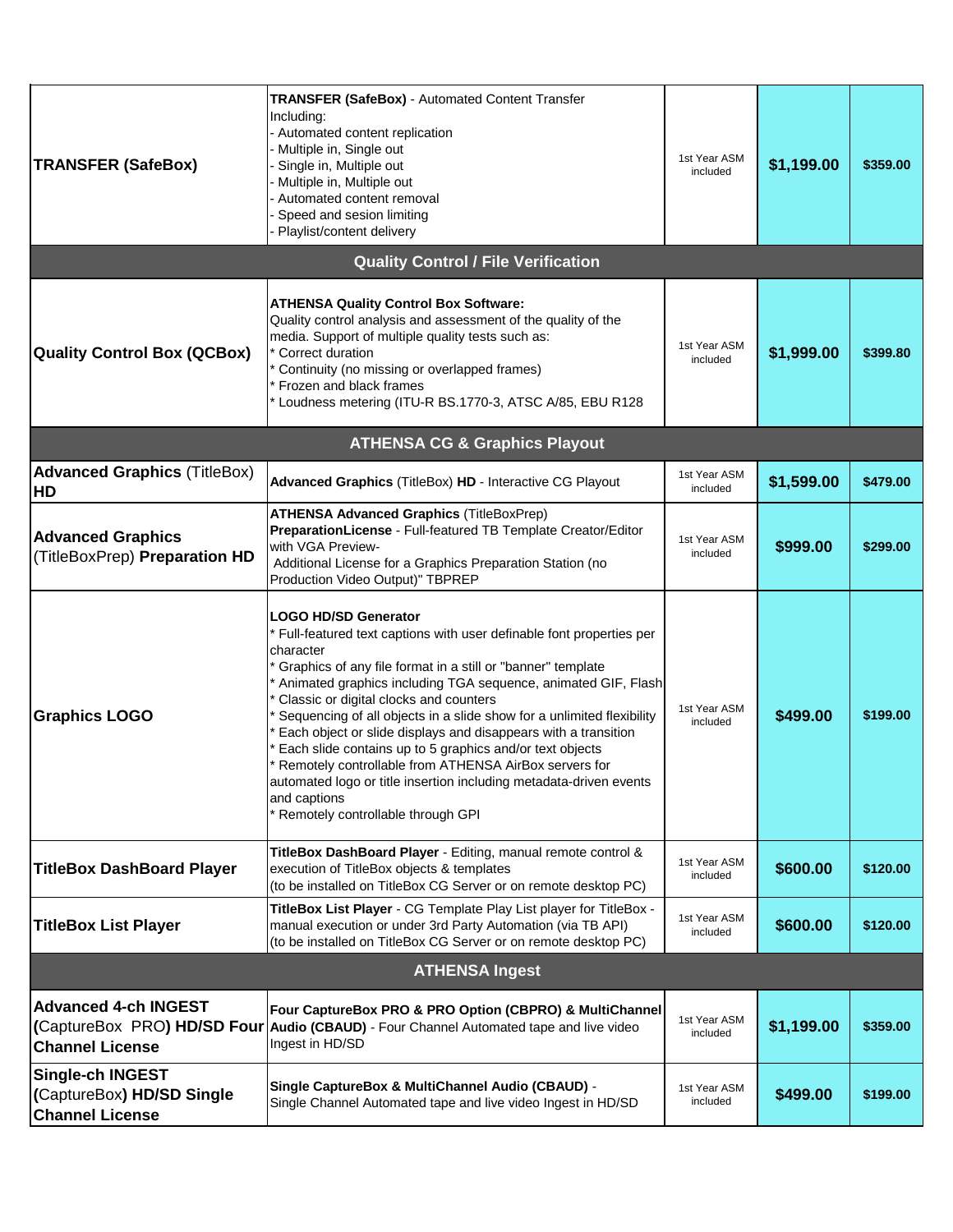| | | | | |
|---|---|---|---|---|
| **TRANSFER (SafeBox)** | **TRANSFER (SafeBox)** - Automated Content Transfer<br>Including:<br>- Automated content replication<br>- Multiple in, Single out<br>- Single in, Multiple out<br>- Multiple in, Multiple out<br>- Automated content removal<br>- Speed and sesion limiting<br>- Playlist/content delivery | 1st Year ASM included | **$1,199.00** | **$359.00** |
| **Quality Control / File Verification** | | | | |
| **Quality Control Box (QCBox)** | **ATHENSA Quality Control Box Software:**<br>Quality control analysis and assessment of the quality of the media. Support of multiple quality tests such as:<br>* Correct duration<br>* Continuity (no missing or overlapped frames)<br>* Frozen and black frames<br>* Loudness metering (ITU-R BS.1770-3, ATSC A/85, EBU R128 | 1st Year ASM included | **$1,999.00** | **$399.80** |
| **ATHENSA CG & Graphics Playout** | | | | |
| **Advanced Graphics** (TitleBox) **HD** | **Advanced Graphics** (TitleBox) **HD** - Interactive CG Playout | 1st Year ASM included | **$1,599.00** | **$479.00** |
| **Advanced Graphics** (TitleBoxPrep) **Preparation HD** | **ATHENSA Advanced Graphics** (TitleBoxPrep) **PreparationLicense** - Full-featured TB Template Creator/Editor with VGA Preview-<br>Additional License for a Graphics Preparation Station (no Production Video Output)" TBPREP | 1st Year ASM included | **$999.00** | **$299.00** |
| **Graphics LOGO** | **LOGO HD/SD Generator**<br>* Full-featured text captions with user definable font properties per character<br>* Graphics of any file format in a still or "banner" template<br>* Animated graphics including TGA sequence, animated GIF, Flash<br>* Classic or digital clocks and counters<br>* Sequencing of all objects in a slide show for a unlimited flexibility<br>* Each object or slide displays and disappears with a transition<br>* Each slide contains up to 5 graphics and/or text objects<br>* Remotely controllable from ATHENSA AirBox servers for automated logo or title insertion including metadata-driven events and captions<br>* Remotely controllable through GPI | 1st Year ASM included | **$499.00** | **$199.00** |
| **TitleBox DashBoard Player** | **TitleBox DashBoard Player** - Editing, manual remote control & execution of TitleBox objects & templates<br>(to be installed on TitleBox CG Server or on remote desktop PC) | 1st Year ASM included | **$600.00** | **$120.00** |
| **TitleBox List Player** | **TitleBox List Player** - CG Template Play List player for TitleBox - manual execution or under 3rd Party Automation (via TB API)<br>(to be installed on TitleBox CG Server or on remote desktop PC) | 1st Year ASM included | **$600.00** | **$120.00** |
| **ATHENSA Ingest** | | | | |
| **Advanced 4-ch INGEST** (CaptureBox PRO**) HD/SD Four Channel License** | **Four CaptureBox PRO & PRO Option (CBPRO) & MultiChannel Audio (CBAUD)** - Four Channel Automated tape and live video Ingest in HD/SD | 1st Year ASM included | **$1,199.00** | **$359.00** |
| **Single-ch INGEST** (CaptureBox**) HD/SD Single Channel License** | **Single CaptureBox & MultiChannel Audio (CBAUD)** - Single Channel Automated tape and live video Ingest in HD/SD | 1st Year ASM included | **$499.00** | **$199.00** |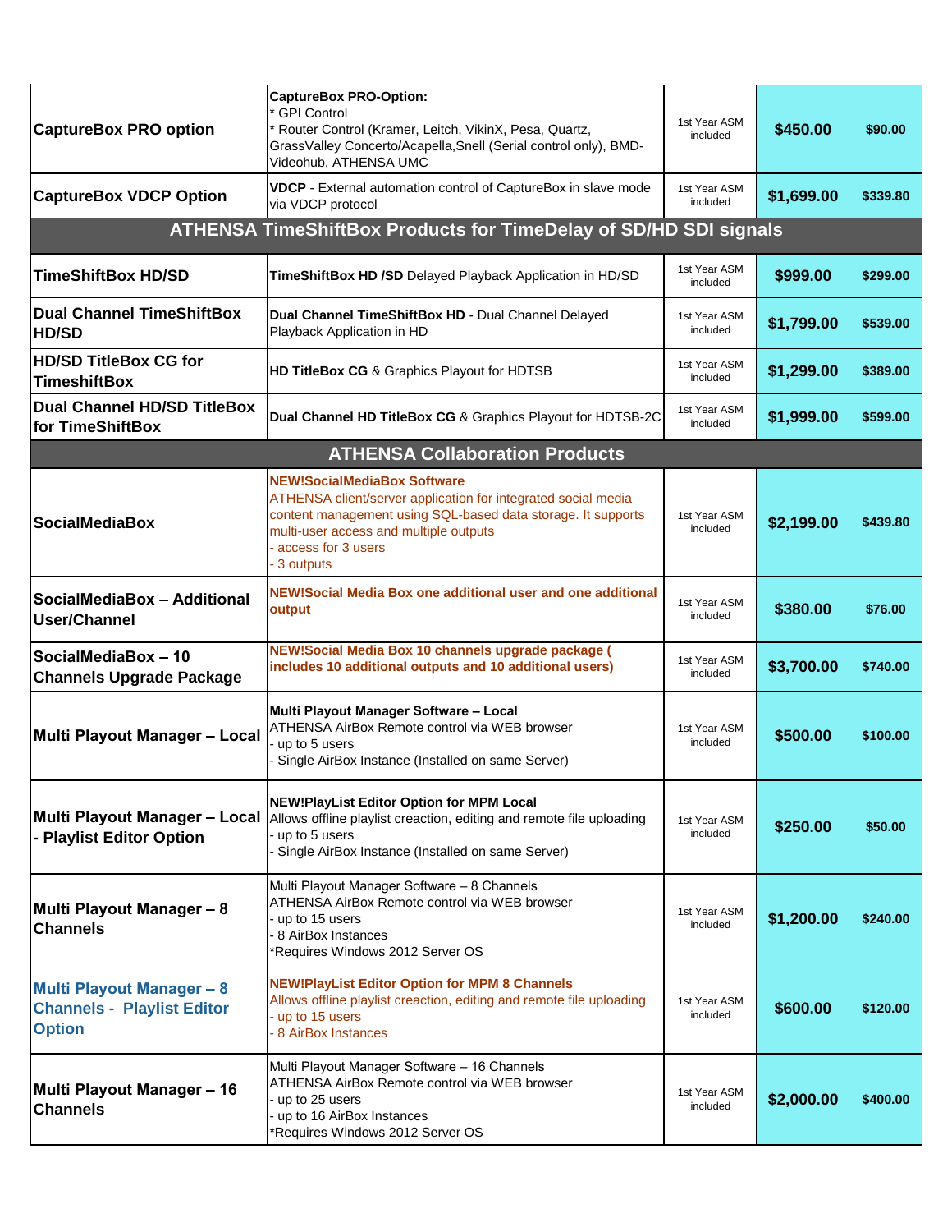| | | | | |
|---|---|---|---|---|
| **CaptureBox PRO option** | **CaptureBox PRO-Option:**<br>* GPI Control<br>* Router Control (Kramer, Leitch, VikinX, Pesa, Quartz, GrassValley Concerto/Acapella,Snell (Serial control only), BMD-Videohub, ATHENSA UMC | 1st Year ASM included | **$450.00** | **$90.00** |
| **CaptureBox VDCP Option** | **VDCP** - External automation control of CaptureBox in slave mode via VDCP protocol | 1st Year ASM included | **$1,699.00** | **$339.80** |
| **ATHENSA TimeShiftBox Products for TimeDelay of SD/HD SDI signals** | | | | |
| **TimeShiftBox HD/SD** | **TimeShiftBox HD /SD** Delayed Playback Application in HD/SD | 1st Year ASM included | **$999.00** | **$299.00** |
| **Dual Channel TimeShiftBox HD/SD** | **Dual Channel TimeShiftBox HD** - Dual Channel Delayed Playback Application in HD | 1st Year ASM included | **$1,799.00** | **$539.00** |
| **HD/SD TitleBox CG for TimeshiftBox** | **HD TitleBox CG** & Graphics Playout for HDTSB | 1st Year ASM included | **$1,299.00** | **$389.00** |
| **Dual Channel HD/SD TitleBox for TimeShiftBox** | **Dual Channel HD TitleBox CG** & Graphics Playout for HDTSB-2C | 1st Year ASM included | **$1,999.00** | **$599.00** |
| **ATHENSA Collaboration Products** | | | | |
| **SocialMediaBox** | **NEW!SocialMediaBox Software**<br>ATHENSA client/server application for integrated social media content management using SQL-based data storage. It supports multi-user access and multiple outputs<br>- access for 3 users<br>- 3 outputs | 1st Year ASM included | **$2,199.00** | **$439.80** |
| **SocialMediaBox – Additional User/Channel** | **NEW!Social Media Box one additional user and one additional output** | 1st Year ASM included | **$380.00** | **$76.00** |
| **SocialMediaBox – 10 Channels Upgrade Package** | **NEW!Social Media Box 10 channels upgrade package ( includes 10 additional outputs and 10 additional users)** | 1st Year ASM included | **$3,700.00** | **$740.00** |
| **Multi Playout Manager – Local** | **Multi Playout Manager Software – Local**<br>ATHENSA AirBox Remote control via WEB browser<br>- up to 5 users<br>- Single AirBox Instance (Installed on same Server) | 1st Year ASM included | **$500.00** | **$100.00** |
| **Multi Playout Manager – Local - Playlist Editor Option** | **NEW!PlayList Editor Option for MPM Local**<br>Allows offline playlist creaction, editing and remote file uploading<br>- up to 5 users<br>- Single AirBox Instance (Installed on same Server) | 1st Year ASM included | **$250.00** | **$50.00** |
| **Multi Playout Manager – 8 Channels** | Multi Playout Manager Software – 8 Channels<br>ATHENSA AirBox Remote control via WEB browser<br>- up to 15 users<br>- 8 AirBox Instances<br>*Requires Windows 2012 Server OS | 1st Year ASM included | **$1,200.00** | **$240.00** |
| **Multi Playout Manager – 8 Channels - Playlist Editor Option** | **NEW!PlayList Editor Option for MPM 8 Channels**<br>Allows offline playlist creaction, editing and remote file uploading<br>- up to 15 users<br>- 8 AirBox Instances | 1st Year ASM included | **$600.00** | **$120.00** |
| **Multi Playout Manager – 16 Channels** | Multi Playout Manager Software – 16 Channels<br>ATHENSA AirBox Remote control via WEB browser<br>- up to 25 users<br>- up to 16 AirBox Instances<br>*Requires Windows 2012 Server OS | 1st Year ASM included | **$2,000.00** | **$400.00** |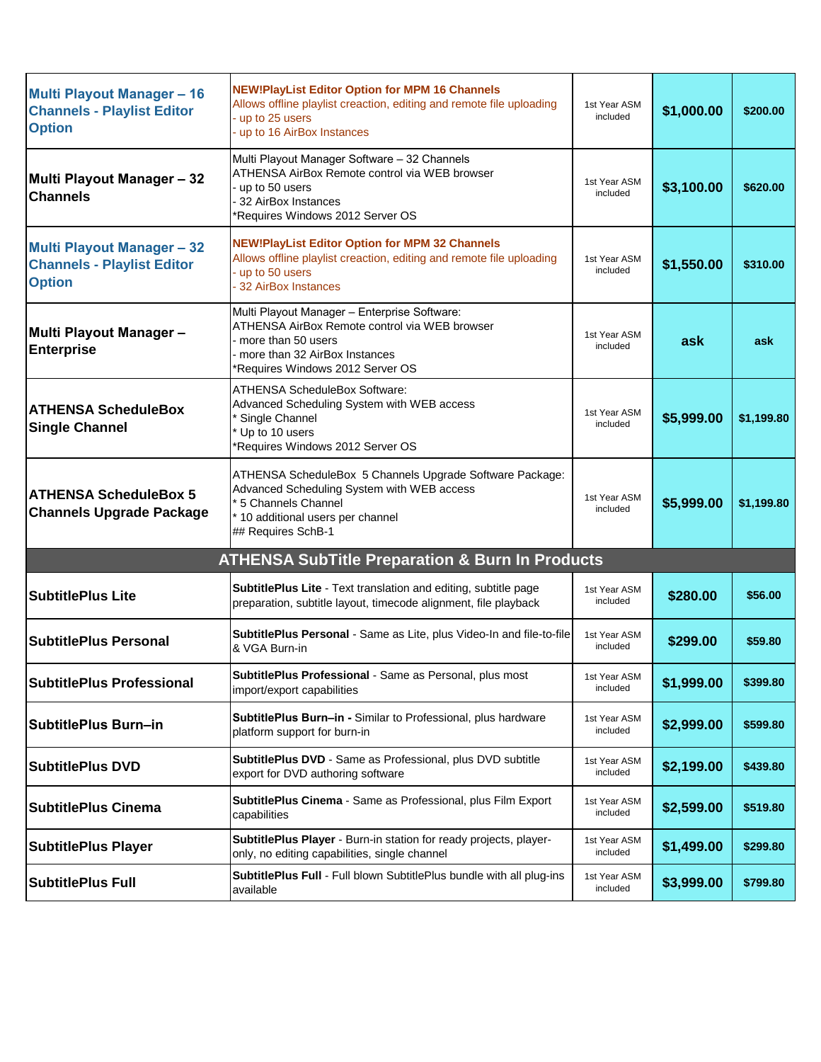| | | | | |
|---|---|---|---|---|
| **Multi Playout Manager – 16 Channels - Playlist Editor Option** | **NEW!PlayList Editor Option for MPM 16 Channels**<br>Allows offline playlist creaction, editing and remote file uploading<br>- up to 25 users<br>- up to 16 AirBox Instances | 1st Year ASM included | **$1,000.00** | **$200.00** |
| **Multi Playout Manager – 32 Channels** | Multi Playout Manager Software – 32 Channels<br>ATHENSA AirBox Remote control via WEB browser<br>- up to 50 users<br>- 32 AirBox Instances<br>*Requires Windows 2012 Server OS | 1st Year ASM included | **$3,100.00** | **$620.00** |
| **Multi Playout Manager – 32 Channels - Playlist Editor Option** | **NEW!PlayList Editor Option for MPM 32 Channels**<br>Allows offline playlist creaction, editing and remote file uploading<br>- up to 50 users<br>- 32 AirBox Instances | 1st Year ASM included | **$1,550.00** | **$310.00** |
| **Multi Playout Manager – Enterprise** | Multi Playout Manager – Enterprise Software:<br>ATHENSA AirBox Remote control via WEB browser<br>- more than 50 users<br>- more than 32 AirBox Instances<br>*Requires Windows 2012 Server OS | 1st Year ASM included | **ask** | **ask** |
| **ATHENSA ScheduleBox Single Channel** | ATHENSA ScheduleBox Software:<br>Advanced Scheduling System with WEB access<br>* Single Channel<br>* Up to 10 users<br>*Requires Windows 2012 Server OS | 1st Year ASM included | **$5,999.00** | **$1,199.80** |
| **ATHENSA ScheduleBox 5 Channels Upgrade Package** | ATHENSA ScheduleBox 5 Channels Upgrade Software Package:<br>Advanced Scheduling System with WEB access<br>* 5 Channels Channel<br>* 10 additional users per channel<br>## Requires SchB-1 | 1st Year ASM included | **$5,999.00** | **$1,199.80** |
| **ATHENSA SubTitle Preparation & Burn In Products** | | | | |
| **SubtitlePlus Lite** | **SubtitlePlus Lite** - Text translation and editing, subtitle page preparation, subtitle layout, timecode alignment, file playback | 1st Year ASM included | **$280.00** | **$56.00** |
| **SubtitlePlus Personal** | **SubtitlePlus Personal** - Same as Lite, plus Video-In and file-to-file & VGA Burn-in | 1st Year ASM included | **$299.00** | **$59.80** |
| **SubtitlePlus Professional** | **SubtitlePlus Professional** - Same as Personal, plus most import/export capabilities | 1st Year ASM included | **$1,999.00** | **$399.80** |
| **SubtitlePlus Burn–in** | **SubtitlePlus Burn–in -** Similar to Professional, plus hardware platform support for burn-in | 1st Year ASM included | **$2,999.00** | **$599.80** |
| **SubtitlePlus DVD** | **SubtitlePlus DVD** - Same as Professional, plus DVD subtitle export for DVD authoring software | 1st Year ASM included | **$2,199.00** | **$439.80** |
| **SubtitlePlus Cinema** | **SubtitlePlus Cinema** - Same as Professional, plus Film Export capabilities | 1st Year ASM included | **$2,599.00** | **$519.80** |
| **SubtitlePlus Player** | **SubtitlePlus Player** - Burn-in station for ready projects, player-only, no editing capabilities, single channel | 1st Year ASM included | **$1,499.00** | **$299.80** |
| **SubtitlePlus Full** | **SubtitlePlus Full** - Full blown SubtitlePlus bundle with all plug-ins available | 1st Year ASM included | **$3,999.00** | **$799.80** |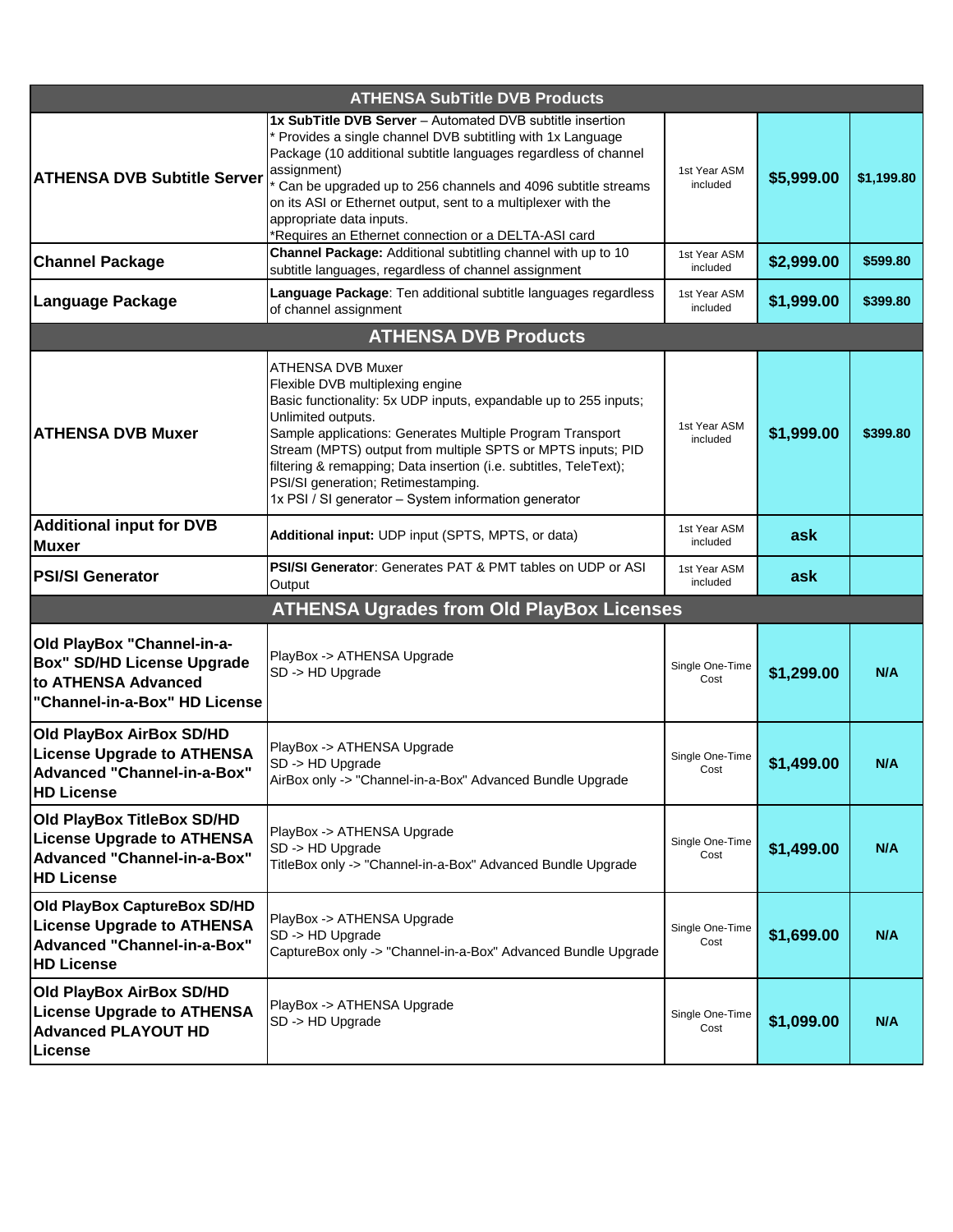| ATHENSA SubTitle DVB Products | | | | |
|---|---|---|---|---|
| **ATHENSA DVB Subtitle Server** | **1x SubTitle DVB Server** – Automated DVB subtitle insertion<br>* Provides a single channel DVB subtitling with 1x Language Package (10 additional subtitle languages regardless of channel assignment)<br>* Can be upgraded up to 256 channels and 4096 subtitle streams on its ASI or Ethernet output, sent to a multiplexer with the appropriate data inputs.<br>*Requires an Ethernet connection or a DELTA-ASI card | 1st Year ASM included | **$5,999.00** | **$1,199.80** |
| **Channel Package** | **Channel Package:** Additional subtitling channel with up to 10 subtitle languages, regardless of channel assignment | 1st Year ASM included | **$2,999.00** | **$599.80** |
| **Language Package** | **Language Package**: Ten additional subtitle languages regardless of channel assignment | 1st Year ASM included | **$1,999.00** | **$399.80** |
| **ATHENSA DVB Products** | | | | |
| **ATHENSA DVB Muxer** | ATHENSA DVB Muxer<br>Flexible DVB multiplexing engine<br>Basic functionality: 5x UDP inputs, expandable up to 255 inputs; Unlimited outputs.<br>Sample applications: Generates Multiple Program Transport Stream (MPTS) output from multiple SPTS or MPTS inputs; PID filtering & remapping; Data insertion (i.e. subtitles, TeleText); PSI/SI generation; Retimestamping.<br>1x PSI / SI generator – System information generator | 1st Year ASM included | **$1,999.00** | **$399.80** |
| **Additional input for DVB Muxer** | **Additional input:** UDP input (SPTS, MPTS, or data) | 1st Year ASM included | **ask** | |
| **PSI/SI Generator** | **PSI/SI Generator**: Generates PAT & PMT tables on UDP or ASI Output | 1st Year ASM included | **ask** | |
| **ATHENSA Ugrades from Old PlayBox Licenses** | | | | |
| **Old PlayBox "Channel-in-a-Box" SD/HD License Upgrade to ATHENSA Advanced "Channel-in-a-Box" HD License** | PlayBox -> ATHENSA Upgrade<br>SD -> HD Upgrade | Single One-Time Cost | **$1,299.00** | **N/A** |
| **Old PlayBox AirBox SD/HD License Upgrade to ATHENSA Advanced "Channel-in-a-Box" HD License** | PlayBox -> ATHENSA Upgrade<br>SD -> HD Upgrade<br>AirBox only -> "Channel-in-a-Box" Advanced Bundle Upgrade | Single One-Time Cost | **$1,499.00** | **N/A** |
| **Old PlayBox TitleBox SD/HD License Upgrade to ATHENSA Advanced "Channel-in-a-Box" HD License** | PlayBox -> ATHENSA Upgrade<br>SD -> HD Upgrade<br>TitleBox only -> "Channel-in-a-Box" Advanced Bundle Upgrade | Single One-Time Cost | **$1,499.00** | **N/A** |
| **Old PlayBox CaptureBox SD/HD License Upgrade to ATHENSA Advanced "Channel-in-a-Box" HD License** | PlayBox -> ATHENSA Upgrade<br>SD -> HD Upgrade<br>CaptureBox only -> "Channel-in-a-Box" Advanced Bundle Upgrade | Single One-Time Cost | **$1,699.00** | **N/A** |
| **Old PlayBox AirBox SD/HD License Upgrade to ATHENSA Advanced PLAYOUT HD License** | PlayBox -> ATHENSA Upgrade<br>SD -> HD Upgrade | Single One-Time Cost | **$1,099.00** | **N/A** |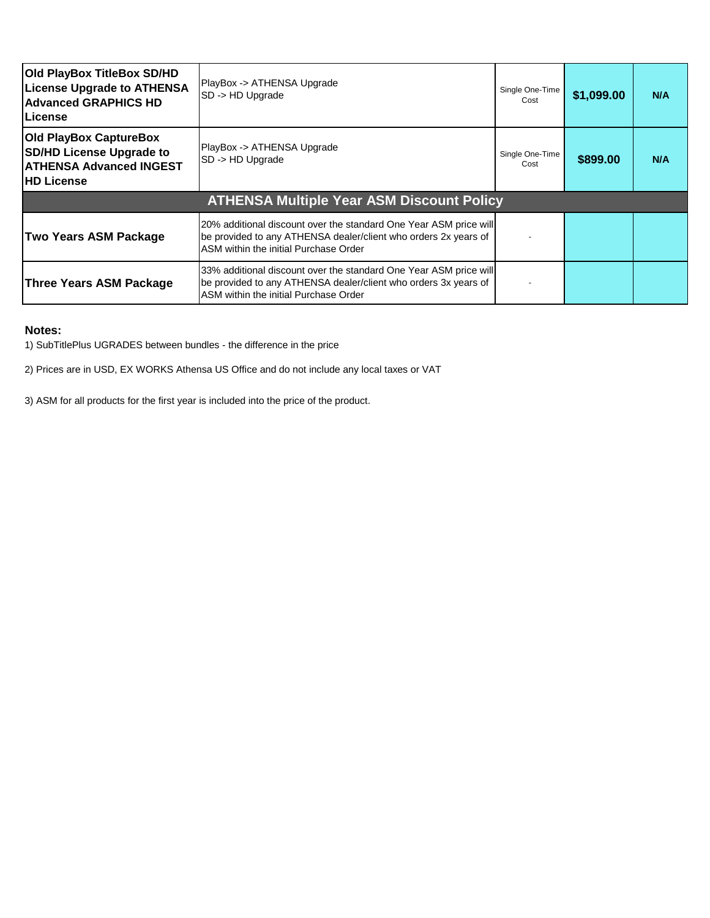| | | | | |
|---|---|---|---|---|
| **Old PlayBox TitleBox SD/HD License Upgrade to ATHENSA Advanced GRAPHICS HD License** | PlayBox -> ATHENSA Upgrade<br>SD -> HD Upgrade | Single One-Time Cost | **$1,099.00** | **N/A** |
| **Old PlayBox CaptureBox SD/HD License Upgrade to ATHENSA Advanced INGEST HD License** | PlayBox -> ATHENSA Upgrade<br>SD -> HD Upgrade | Single One-Time Cost | **$899.00** | **N/A** |
| **ATHENSA Multiple Year ASM Discount Policy** | | | | |
| **Two Years ASM Package** | 20% additional discount over the standard One Year ASM price will be provided to any ATHENSA dealer/client who orders 2x years of ASM within the initial Purchase Order | - | | |
| **Three Years ASM Package** | 33% additional discount over the standard One Year ASM price will be provided to any ATHENSA dealer/client who orders 3x years of ASM within the initial Purchase Order | - | | |

**Notes:**

1) SubTitlePlus UGRADES between bundles - the difference in the price

2) Prices are in USD, EX WORKS Athensa US Office and do not include any local taxes or VAT

3) ASM for all products for the first year is included into the price of the product.